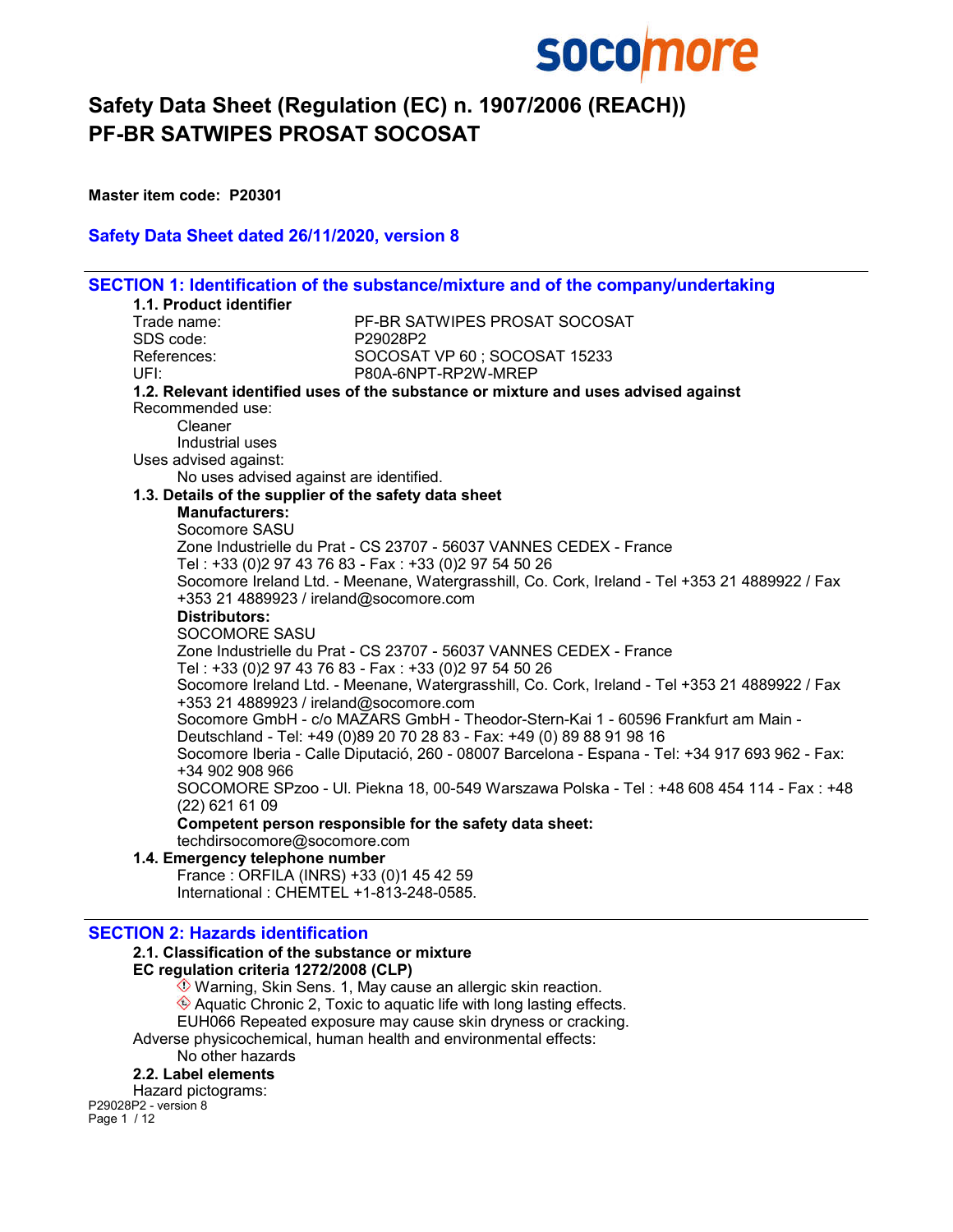# Safety Data Sheet (Regulation (EC) n. 1907/2006 (REACH))
# PF-BR SATWIPES PROSAT SOCOSAT

**Master item code: P20301**

**Safety Data Sheet dated 26/11/2020, version 8**

## SECTION 1: Identification of the substance/mixture and of the company/undertaking

### 1.1. Product identifier

Trade name: PF-BR SATWIPES PROSAT SOCOSAT
SDS code: P29028P2
References: SOCOSAT VP 60 ; SOCOSAT 15233
UFI: P80A-6NPT-RP2W-MREP

### 1.2. Relevant identified uses of the substance or mixture and uses advised against

Recommended use:
Cleaner
Industrial uses

Uses advised against:
No uses advised against are identified.

### 1.3. Details of the supplier of the safety data sheet

**Manufacturers:**
Socomore SASU
Zone Industrielle du Prat - CS 23707 - 56037 VANNES CEDEX - France
Tel : +33 (0)2 97 43 76 83 - Fax : +33 (0)2 97 54 50 26
Socomore Ireland Ltd. - Meenane, Watergrasshill, Co. Cork, Ireland - Tel +353 21 4889922 / Fax +353 21 4889923 / ireland@socomore.com

**Distributors:**
SOCOMORE SASU
Zone Industrielle du Prat - CS 23707 - 56037 VANNES CEDEX - France
Tel : +33 (0)2 97 43 76 83 - Fax : +33 (0)2 97 54 50 26
Socomore Ireland Ltd. - Meenane, Watergrasshill, Co. Cork, Ireland - Tel +353 21 4889922 / Fax +353 21 4889923 / ireland@socomore.com
Socomore GmbH - c/o MAZARS GmbH - Theodor-Stern-Kai 1 - 60596 Frankfurt am Main - Deutschland - Tel: +49 (0)89 20 70 28 83 - Fax: +49 (0) 89 88 91 98 16
Socomore Iberia - Calle Diputació, 260 - 08007 Barcelona - Espana - Tel: +34 917 693 962 - Fax: +34 902 908 966
SOCOMORE SPzoo - Ul. Piekna 18, 00-549 Warszawa Polska - Tel : +48 608 454 114 - Fax : +48 (22) 621 61 09

**Competent person responsible for the safety data sheet:**
techdirsocomore@socomore.com

### 1.4. Emergency telephone number

France : ORFILA (INRS) +33 (0)1 45 42 59
International : CHEMTEL +1-813-248-0585.

## SECTION 2: Hazards identification

### 2.1. Classification of the substance or mixture

**EC regulation criteria 1272/2008 (CLP)**

Warning, Skin Sens. 1, May cause an allergic skin reaction.
Aquatic Chronic 2, Toxic to aquatic life with long lasting effects.
EUH066 Repeated exposure may cause skin dryness or cracking.

Adverse physicochemical, human health and environmental effects:
No other hazards

### 2.2. Label elements

Hazard pictograms: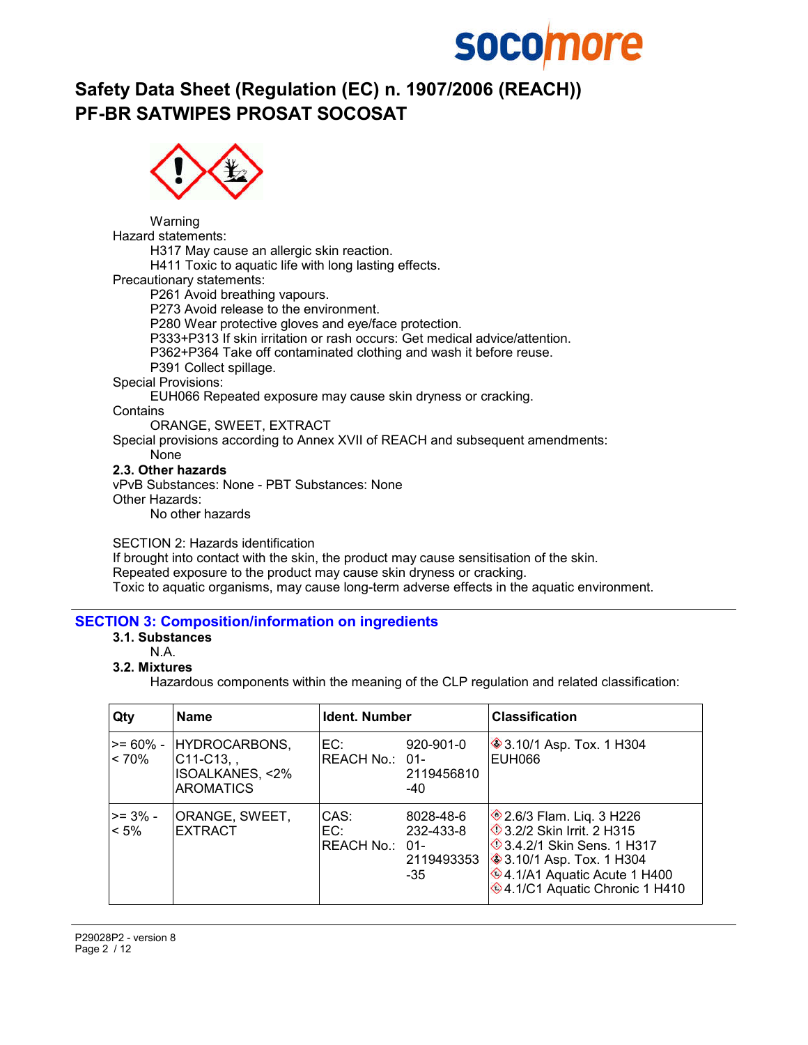Warning

Hazard statements:

H317 May cause an allergic skin reaction.
H411 Toxic to aquatic life with long lasting effects.

Precautionary statements:

P261 Avoid breathing vapours.
P273 Avoid release to the environment.
P280 Wear protective gloves and eye/face protection.
P333+P313 If skin irritation or rash occurs: Get medical advice/attention.
P362+P364 Take off contaminated clothing and wash it before reuse.
P391 Collect spillage.

Special Provisions:

EUH066 Repeated exposure may cause skin dryness or cracking.

Contains

ORANGE, SWEET, EXTRACT

Special provisions according to Annex XVII of REACH and subsequent amendments:

None

**2.3. Other hazards**

vPvB Substances: None - PBT Substances: None

Other Hazards:

No other hazards

SECTION 2: Hazards identification

If brought into contact with the skin, the product may cause sensitisation of the skin.
Repeated exposure to the product may cause skin dryness or cracking.
Toxic to aquatic organisms, may cause long-term adverse effects in the aquatic environment.

## SECTION 3: Composition/information on ingredients

**3.1. Substances**

N.A.

**3.2. Mixtures**

Hazardous components within the meaning of the CLP regulation and related classification:

| Qty | Name | Ident. Number | | Classification |
|---|---|---|---|---|
| >= 60% - < 70% | HYDROCARBONS, C11-C13, , ISOALKANES, <2% AROMATICS | EC:<br>REACH No.: | 920-901-0<br>01-2119456810-40 | 3.10/1 Asp. Tox. 1 H304<br>EUH066 |
| >= 3% - < 5% | ORANGE, SWEET, EXTRACT | CAS:<br>EC:<br>REACH No.: | 8028-48-6<br>232-433-8<br>01-2119493353-35 | 2.6/3 Flam. Liq. 3 H226<br>3.2/2 Skin Irrit. 2 H315<br>3.4.2/1 Skin Sens. 1 H317<br>3.10/1 Asp. Tox. 1 H304<br>4.1/A1 Aquatic Acute 1 H400<br>4.1/C1 Aquatic Chronic 1 H410 |

P29028P2 - version 8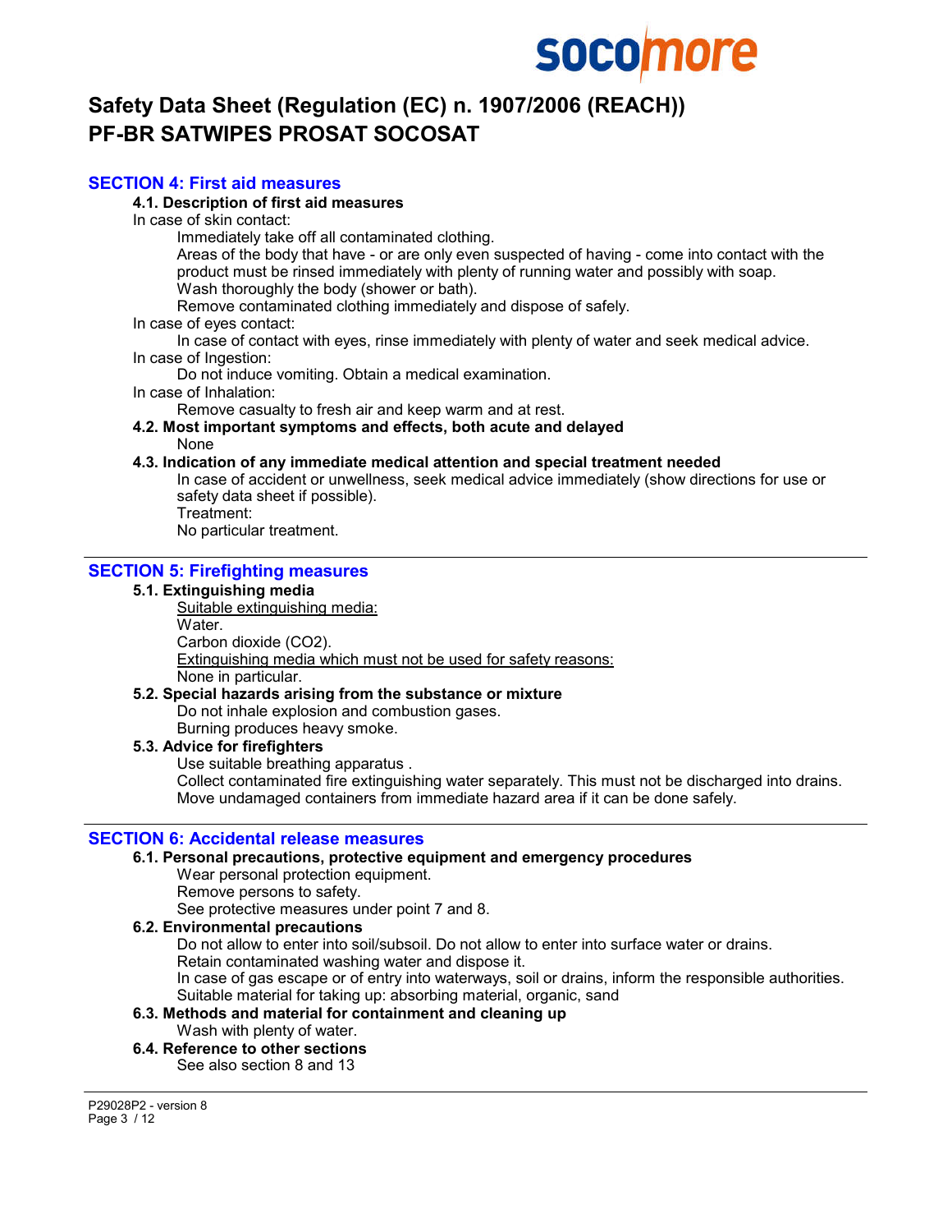# Safety Data Sheet (Regulation (EC) n. 1907/2006 (REACH)) PF-BR SATWIPES PROSAT SOCOSAT

## SECTION 4: First aid measures

### 4.1. Description of first aid measures

In case of skin contact:

Immediately take off all contaminated clothing.

Areas of the body that have - or are only even suspected of having - come into contact with the product must be rinsed immediately with plenty of running water and possibly with soap.

Wash thoroughly the body (shower or bath).

Remove contaminated clothing immediately and dispose of safely.

In case of eyes contact:

In case of contact with eyes, rinse immediately with plenty of water and seek medical advice.

In case of Ingestion:

Do not induce vomiting. Obtain a medical examination.

In case of Inhalation:

Remove casualty to fresh air and keep warm and at rest.

### 4.2. Most important symptoms and effects, both acute and delayed

None

### 4.3. Indication of any immediate medical attention and special treatment needed

In case of accident or unwellness, seek medical advice immediately (show directions for use or safety data sheet if possible).

Treatment:

No particular treatment.

## SECTION 5: Firefighting measures

### 5.1. Extinguishing media

Suitable extinguishing media:

Water.

Carbon dioxide ($CO_2$).

Extinguishing media which must not be used for safety reasons:

None in particular.

### 5.2. Special hazards arising from the substance or mixture

Do not inhale explosion and combustion gases.

Burning produces heavy smoke.

### 5.3. Advice for firefighters

Use suitable breathing apparatus .

Collect contaminated fire extinguishing water separately. This must not be discharged into drains.

Move undamaged containers from immediate hazard area if it can be done safely.

## SECTION 6: Accidental release measures

### 6.1. Personal precautions, protective equipment and emergency procedures

Wear personal protection equipment.

Remove persons to safety.

See protective measures under point 7 and 8.

### 6.2. Environmental precautions

Do not allow to enter into soil/subsoil. Do not allow to enter into surface water or drains.

Retain contaminated washing water and dispose it.

In case of gas escape or of entry into waterways, soil or drains, inform the responsible authorities.

Suitable material for taking up: absorbing material, organic, sand

### 6.3. Methods and material for containment and cleaning up

Wash with plenty of water.

### 6.4. Reference to other sections

See also section 8 and 13

P29028P2 - version 8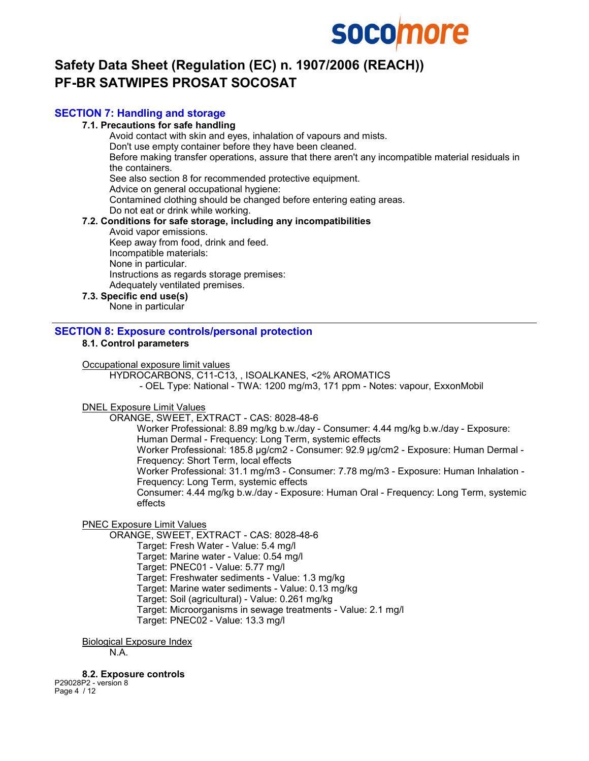# SECTION 7: Handling and storage

### 7.1. Precautions for safe handling

Avoid contact with skin and eyes, inhalation of vapours and mists.
Don't use empty container before they have been cleaned.
Before making transfer operations, assure that there aren't any incompatible material residuals in the containers.
See also section 8 for recommended protective equipment.
Advice on general occupational hygiene:
Contamined clothing should be changed before entering eating areas.
Do not eat or drink while working.

### 7.2. Conditions for safe storage, including any incompatibilities

Avoid vapor emissions.
Keep away from food, drink and feed.
Incompatible materials:
None in particular.
Instructions as regards storage premises:
Adequately ventilated premises.

### 7.3. Specific end use(s)

None in particular

# SECTION 8: Exposure controls/personal protection

### 8.1. Control parameters

Occupational exposure limit values

HYDROCARBONS, C11-C13, , ISOALKANES, <2% AROMATICS
- OEL Type: National - TWA: 1200 mg/m3, 171 ppm - Notes: vapour, ExxonMobil

DNEL Exposure Limit Values

ORANGE, SWEET, EXTRACT - CAS: 8028-48-6
- Worker Professional: 8.89 mg/kg b.w./day - Consumer: 4.44 mg/kg b.w./day - Exposure: Human Dermal - Frequency: Long Term, systemic effects
- Worker Professional: 185.8 µg/cm2 - Consumer: 92.9 µg/cm2 - Exposure: Human Dermal - Frequency: Short Term, local effects
- Worker Professional: 31.1 mg/m3 - Consumer: 7.78 mg/m3 - Exposure: Human Inhalation - Frequency: Long Term, systemic effects
- Consumer: 4.44 mg/kg b.w./day - Exposure: Human Oral - Frequency: Long Term, systemic effects

PNEC Exposure Limit Values

ORANGE, SWEET, EXTRACT - CAS: 8028-48-6
- Target: Fresh Water - Value: 5.4 mg/l
- Target: Marine water - Value: 0.54 mg/l
- Target: PNEC01 - Value: 5.77 mg/l
- Target: Freshwater sediments - Value: 1.3 mg/kg
- Target: Marine water sediments - Value: 0.13 mg/kg
- Target: Soil (agricultural) - Value: 0.261 mg/kg
- Target: Microorganisms in sewage treatments - Value: 2.1 mg/l
- Target: PNEC02 - Value: 13.3 mg/l

Biological Exposure Index

N.A.

### 8.2. Exposure controls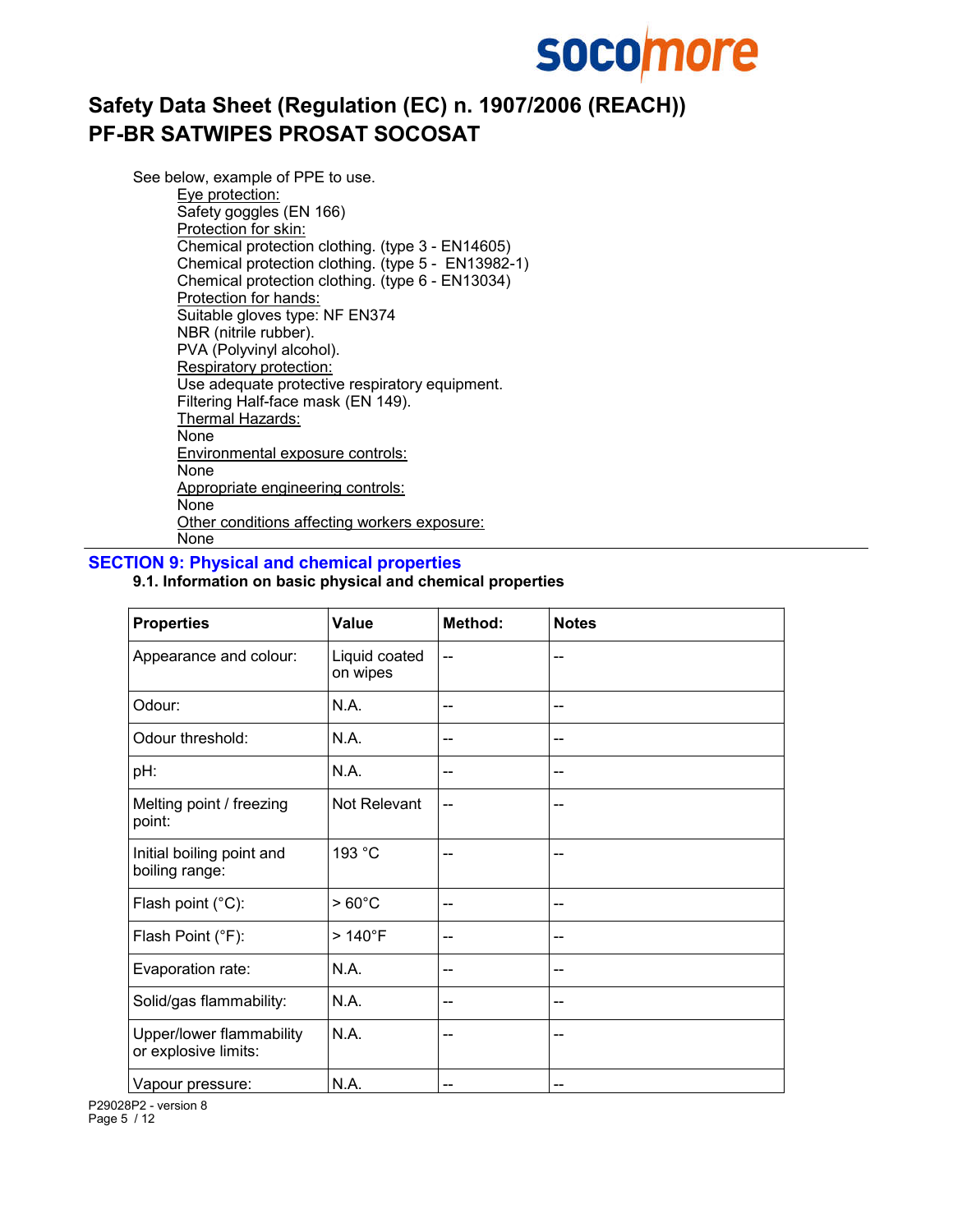See below, example of PPE to use.

Eye protection:
Safety goggles (EN 166)
Protection for skin:
Chemical protection clothing. (type 3 - EN14605)
Chemical protection clothing. (type 5 - EN13982-1)
Chemical protection clothing. (type 6 - EN13034)
Protection for hands:
Suitable gloves type: NF EN374
NBR (nitrile rubber).
PVA (Polyvinyl alcohol).
Respiratory protection:
Use adequate protective respiratory equipment.
Filtering Half-face mask (EN 149).
Thermal Hazards:
None
Environmental exposure controls:
None
Appropriate engineering controls:
None
Other conditions affecting workers exposure:
None

## SECTION 9: Physical and chemical properties

### 9.1. Information on basic physical and chemical properties

| Properties | Value | Method: | Notes |
|---|---|---|---|
| Appearance and colour: | Liquid coated on wipes | -- | -- |
| Odour: | N.A. | -- | -- |
| Odour threshold: | N.A. | -- | -- |
| pH: | N.A. | -- | -- |
| Melting point / freezing point: | Not Relevant | -- | -- |
| Initial boiling point and boiling range: | 193 °C | -- | -- |
| Flash point (°C): | > 60°C | -- | -- |
| Flash Point (°F): | > 140°F | -- | -- |
| Evaporation rate: | N.A. | -- | -- |
| Solid/gas flammability: | N.A. | -- | -- |
| Upper/lower flammability or explosive limits: | N.A. | -- | -- |
| Vapour pressure: | N.A. | -- | -- |

P29028P2 - version 8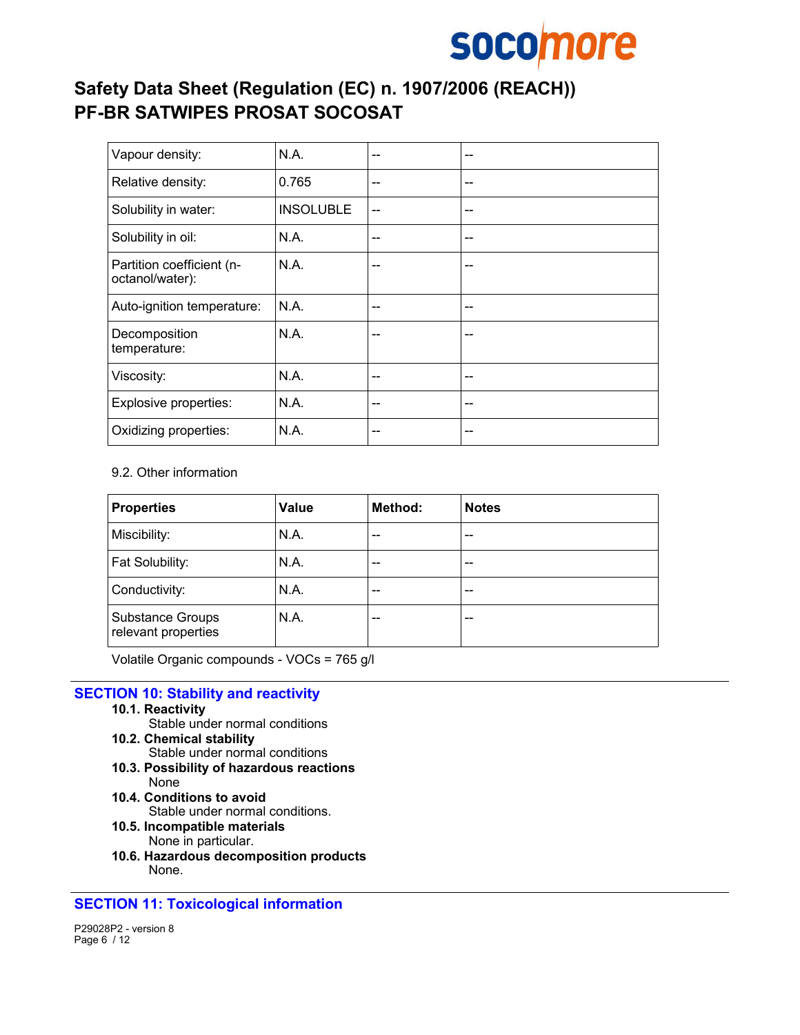| | | | |
|---|---|---|---|
| Vapour density: | N.A. | -- | -- |
| Relative density: | 0.765 | -- | -- |
| Solubility in water: | INSOLUBLE | -- | -- |
| Solubility in oil: | N.A. | -- | -- |
| Partition coefficient (n-octanol/water): | N.A. | -- | -- |
| Auto-ignition temperature: | N.A. | -- | -- |
| Decomposition temperature: | N.A. | -- | -- |
| Viscosity: | N.A. | -- | -- |
| Explosive properties: | N.A. | -- | -- |
| Oxidizing properties: | N.A. | -- | -- |

9.2. Other information

| Properties | Value | Method: | Notes |
|---|---|---|---|
| Miscibility: | N.A. | -- | -- |
| Fat Solubility: | N.A. | -- | -- |
| Conductivity: | N.A. | -- | -- |
| Substance Groups relevant properties | N.A. | -- | -- |

Volatile Organic compounds - VOCs = 765 g/l

## SECTION 10: Stability and reactivity

**10.1. Reactivity**
Stable under normal conditions

**10.2. Chemical stability**
Stable under normal conditions

**10.3. Possibility of hazardous reactions**
None

**10.4. Conditions to avoid**
Stable under normal conditions.

**10.5. Incompatible materials**
None in particular.

**10.6. Hazardous decomposition products**
None.

## SECTION 11: Toxicological information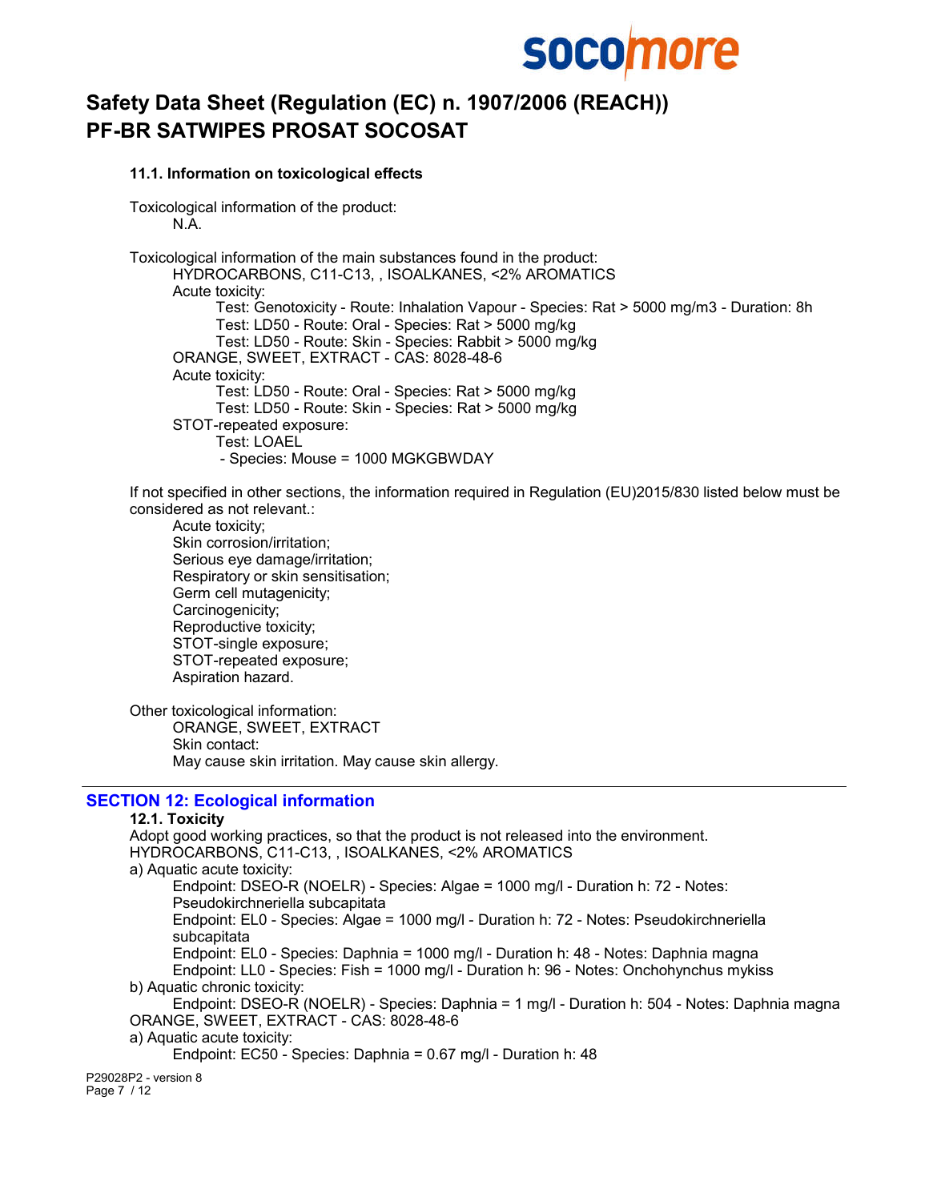### 11.1. Information on toxicological effects

Toxicological information of the product:

N.A.

Toxicological information of the main substances found in the product:

HYDROCARBONS, C11-C13, , ISOALKANES, <2% AROMATICS

Acute toxicity:

Test: Genotoxicity - Route: Inhalation Vapour - Species: Rat > 5000 mg/m3 - Duration: 8h

Test: LD50 - Route: Oral - Species: Rat > 5000 mg/kg

Test: LD50 - Route: Skin - Species: Rabbit > 5000 mg/kg

ORANGE, SWEET, EXTRACT - CAS: 8028-48-6

Acute toxicity:

Test: LD50 - Route: Oral - Species: Rat > 5000 mg/kg

Test: LD50 - Route: Skin - Species: Rat > 5000 mg/kg

STOT-repeated exposure:

Test: LOAEL

- Species: Mouse = 1000 MGKGBWDAY

If not specified in other sections, the information required in Regulation (EU)2015/830 listed below must be considered as not relevant.:

Acute toxicity;
Skin corrosion/irritation;
Serious eye damage/irritation;
Respiratory or skin sensitisation;
Germ cell mutagenicity;
Carcinogenicity;
Reproductive toxicity;
STOT-single exposure;
STOT-repeated exposure;
Aspiration hazard.

Other toxicological information:

ORANGE, SWEET, EXTRACT

Skin contact:

May cause skin irritation. May cause skin allergy.

## SECTION 12: Ecological information

### 12.1. Toxicity

Adopt good working practices, so that the product is not released into the environment.

HYDROCARBONS, C11-C13, , ISOALKANES, <2% AROMATICS

a) Aquatic acute toxicity:

Endpoint: DSEO-R (NOELR) - Species: Algae = 1000 mg/l - Duration h: 72 - Notes: Pseudokirchneriella subcapitata

Endpoint: EL0 - Species: Algae = 1000 mg/l - Duration h: 72 - Notes: Pseudokirchneriella subcapitata

Endpoint: EL0 - Species: Daphnia = 1000 mg/l - Duration h: 48 - Notes: Daphnia magna

Endpoint: LL0 - Species: Fish = 1000 mg/l - Duration h: 96 - Notes: Onchohynchus mykiss

b) Aquatic chronic toxicity:

Endpoint: DSEO-R (NOELR) - Species: Daphnia = 1 mg/l - Duration h: 504 - Notes: Daphnia magna

ORANGE, SWEET, EXTRACT - CAS: 8028-48-6

a) Aquatic acute toxicity:

Endpoint: EC50 - Species: Daphnia = 0.67 mg/l - Duration h: 48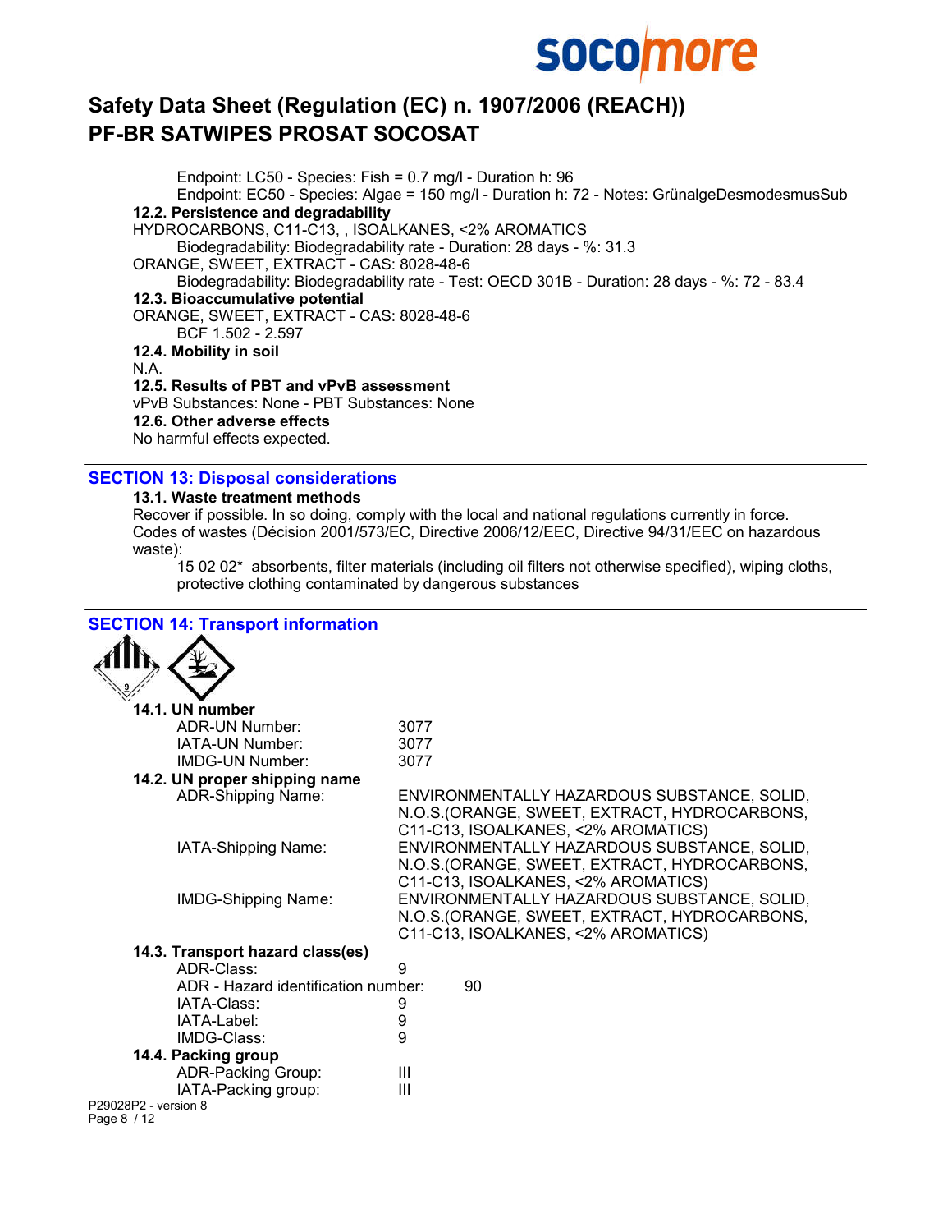Endpoint: LC50 - Species: Fish = 0.7 mg/l - Duration h: 96
Endpoint: EC50 - Species: Algae = 150 mg/l - Duration h: 72 - Notes: GrünalgeDesmodesmusSub

**12.2. Persistence and degradability**

HYDROCARBONS, C11-C13, , ISOALKANES, <2% AROMATICS
Biodegradability: Biodegradability rate - Duration: 28 days - %: 31.3

ORANGE, SWEET, EXTRACT - CAS: 8028-48-6
Biodegradability: Biodegradability rate - Test: OECD 301B - Duration: 28 days - %: 72 - 83.4

**12.3. Bioaccumulative potential**

ORANGE, SWEET, EXTRACT - CAS: 8028-48-6
BCF 1.502 - 2.597

**12.4. Mobility in soil**

N.A.

**12.5. Results of PBT and vPvB assessment**

vPvB Substances: None - PBT Substances: None

**12.6. Other adverse effects**

No harmful effects expected.

## SECTION 13: Disposal considerations

**13.1. Waste treatment methods**

Recover if possible. In so doing, comply with the local and national regulations currently in force.
Codes of wastes (Décision 2001/573/EC, Directive 2006/12/EEC, Directive 94/31/EEC on hazardous waste):

15 02 02* absorbents, filter materials (including oil filters not otherwise specified), wiping cloths, protective clothing contaminated by dangerous substances

## SECTION 14: Transport information

**14.1. UN number**

| | |
|---|---|
| ADR-UN Number: | 3077 |
| IATA-UN Number: | 3077 |
| IMDG-UN Number: | 3077 |

**14.2. UN proper shipping name**

| | |
|---|---|
| ADR-Shipping Name: | ENVIRONMENTALLY HAZARDOUS SUBSTANCE, SOLID, N.O.S.(ORANGE, SWEET, EXTRACT, HYDROCARBONS, C11-C13, ISOALKANES, <2% AROMATICS) |
| IATA-Shipping Name: | ENVIRONMENTALLY HAZARDOUS SUBSTANCE, SOLID, N.O.S.(ORANGE, SWEET, EXTRACT, HYDROCARBONS, C11-C13, ISOALKANES, <2% AROMATICS) |
| IMDG-Shipping Name: | ENVIRONMENTALLY HAZARDOUS SUBSTANCE, SOLID, N.O.S.(ORANGE, SWEET, EXTRACT, HYDROCARBONS, C11-C13, ISOALKANES, <2% AROMATICS) |

**14.3. Transport hazard class(es)**

| | |
|---|---|
| ADR-Class: | 9 |
| ADR - Hazard identification number: | 90 |
| IATA-Class: | 9 |
| IATA-Label: | 9 |
| IMDG-Class: | 9 |

**14.4. Packing group**

| | |
|---|---|
| ADR-Packing Group: | III |
| IATA-Packing group: | III |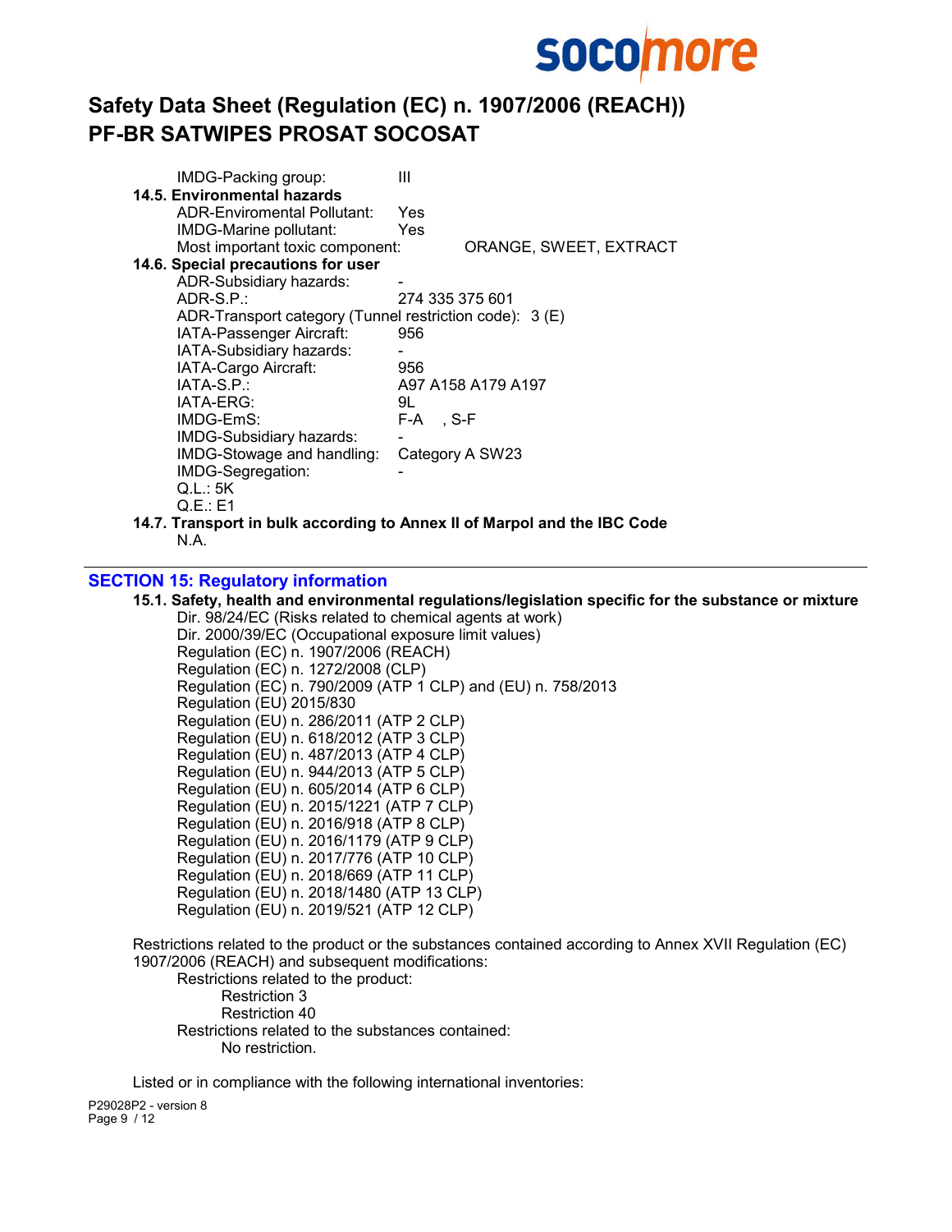IMDG-Packing group: III

**14.5. Environmental hazards**

ADR-Enviromental Pollutant: Yes
IMDG-Marine pollutant: Yes
Most important toxic component: ORANGE, SWEET, EXTRACT

**14.6. Special precautions for user**

ADR-Subsidiary hazards: -
ADR-S.P.: 274 335 375 601
ADR-Transport category (Tunnel restriction code): 3 (E)
IATA-Passenger Aircraft: 956
IATA-Subsidiary hazards: -
IATA-Cargo Aircraft: 956
IATA-S.P.: A97 A158 A179 A197
IATA-ERG: 9L
IMDG-EmS: F-A , S-F
IMDG-Subsidiary hazards: -
IMDG-Stowage and handling: Category A SW23
IMDG-Segregation: -
Q.L.: 5K
Q.E.: E1

**14.7. Transport in bulk according to Annex II of Marpol and the IBC Code**

N.A.

## SECTION 15: Regulatory information

**15.1. Safety, health and environmental regulations/legislation specific for the substance or mixture**

Dir. 98/24/EC (Risks related to chemical agents at work)
Dir. 2000/39/EC (Occupational exposure limit values)
Regulation (EC) n. 1907/2006 (REACH)
Regulation (EC) n. 1272/2008 (CLP)
Regulation (EC) n. 790/2009 (ATP 1 CLP) and (EU) n. 758/2013
Regulation (EU) 2015/830
Regulation (EU) n. 286/2011 (ATP 2 CLP)
Regulation (EU) n. 618/2012 (ATP 3 CLP)
Regulation (EU) n. 487/2013 (ATP 4 CLP)
Regulation (EU) n. 944/2013 (ATP 5 CLP)
Regulation (EU) n. 605/2014 (ATP 6 CLP)
Regulation (EU) n. 2015/1221 (ATP 7 CLP)
Regulation (EU) n. 2016/918 (ATP 8 CLP)
Regulation (EU) n. 2016/1179 (ATP 9 CLP)
Regulation (EU) n. 2017/776 (ATP 10 CLP)
Regulation (EU) n. 2018/669 (ATP 11 CLP)
Regulation (EU) n. 2018/1480 (ATP 13 CLP)
Regulation (EU) n. 2019/521 (ATP 12 CLP)

Restrictions related to the product or the substances contained according to Annex XVII Regulation (EC) 1907/2006 (REACH) and subsequent modifications:

Restrictions related to the product:
- Restriction 3
- Restriction 40

Restrictions related to the substances contained:
- No restriction.

Listed or in compliance with the following international inventories: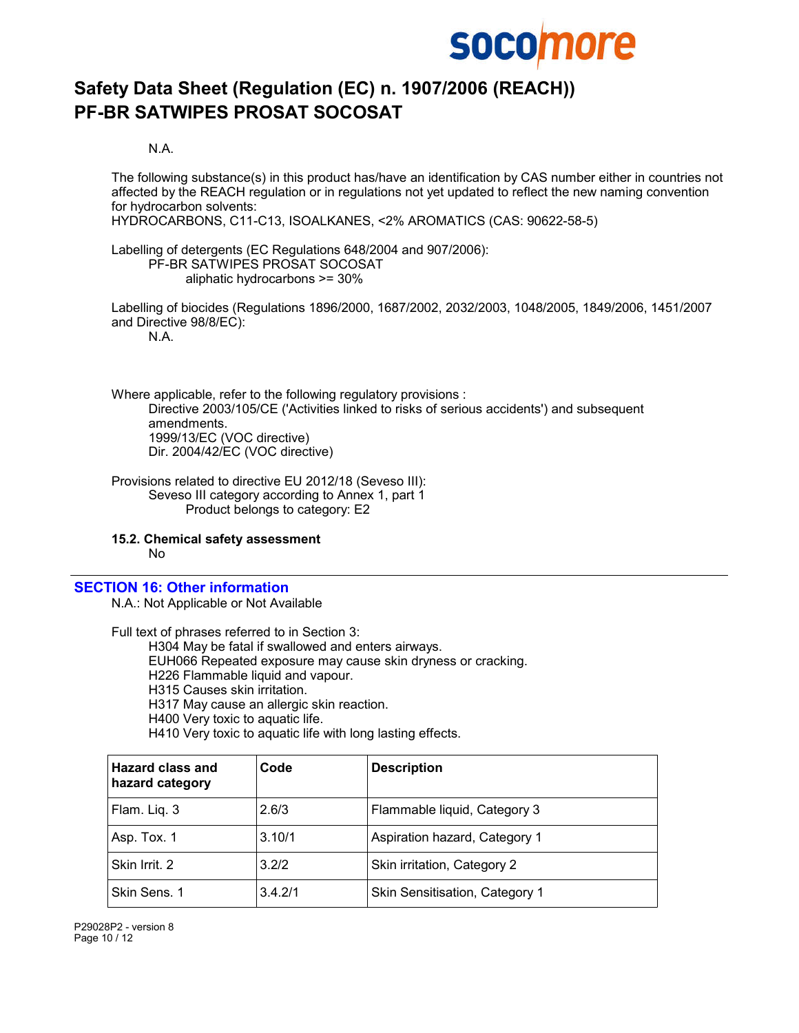N.A.

The following substance(s) in this product has/have an identification by CAS number either in countries not affected by the REACH regulation or in regulations not yet updated to reflect the new naming convention for hydrocarbon solvents:
HYDROCARBONS, C11-C13, ISOALKANES, <2% AROMATICS (CAS: 90622-58-5)

Labelling of detergents (EC Regulations 648/2004 and 907/2006):
PF-BR SATWIPES PROSAT SOCOSAT
aliphatic hydrocarbons >= 30%

Labelling of biocides (Regulations 1896/2000, 1687/2002, 2032/2003, 1048/2005, 1849/2006, 1451/2007 and Directive 98/8/EC):
N.A.

Where applicable, refer to the following regulatory provisions :
Directive 2003/105/CE ('Activities linked to risks of serious accidents') and subsequent amendments.
1999/13/EC (VOC directive)
Dir. 2004/42/EC (VOC directive)

Provisions related to directive EU 2012/18 (Seveso III):
Seveso III category according to Annex 1, part 1
Product belongs to category: E2

**15.2. Chemical safety assessment**

No

## SECTION 16: Other information

N.A.: Not Applicable or Not Available

Full text of phrases referred to in Section 3:

- H304 May be fatal if swallowed and enters airways.
- EUH066 Repeated exposure may cause skin dryness or cracking.
- H226 Flammable liquid and vapour.
- H315 Causes skin irritation.
- H317 May cause an allergic skin reaction.
- H400 Very toxic to aquatic life.
- H410 Very toxic to aquatic life with long lasting effects.

| Hazard class and hazard category | Code | Description |
|---|---|---|
| Flam. Liq. 3 | 2.6/3 | Flammable liquid, Category 3 |
| Asp. Tox. 1 | 3.10/1 | Aspiration hazard, Category 1 |
| Skin Irrit. 2 | 3.2/2 | Skin irritation, Category 2 |
| Skin Sens. 1 | 3.4.2/1 | Skin Sensitisation, Category 1 |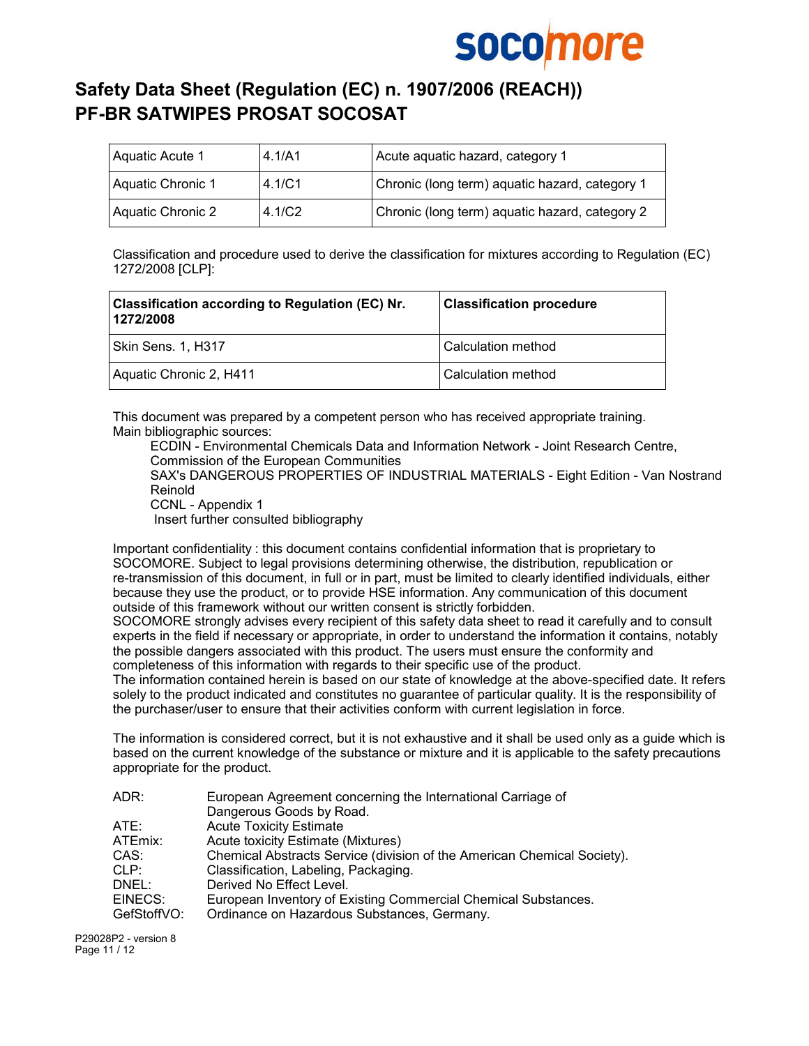| Aquatic Acute 1 | 4.1/A1 | Acute aquatic hazard, category 1 |
|---|---|---|
| Aquatic Chronic 1 | 4.1/C1 | Chronic (long term) aquatic hazard, category 1 |
| Aquatic Chronic 2 | 4.1/C2 | Chronic (long term) aquatic hazard, category 2 |

Classification and procedure used to derive the classification for mixtures according to Regulation (EC) 1272/2008 [CLP]:

| Classification according to Regulation (EC) Nr. 1272/2008 | Classification procedure |
|---|---|
| Skin Sens. 1, H317 | Calculation method |
| Aquatic Chronic 2, H411 | Calculation method |

This document was prepared by a competent person who has received appropriate training.
Main bibliographic sources:

ECDIN - Environmental Chemicals Data and Information Network - Joint Research Centre, Commission of the European Communities
SAX's DANGEROUS PROPERTIES OF INDUSTRIAL MATERIALS - Eight Edition - Van Nostrand Reinold
CCNL - Appendix 1
Insert further consulted bibliography

Important confidentiality : this document contains confidential information that is proprietary to SOCOMORE. Subject to legal provisions determining otherwise, the distribution, republication or re-transmission of this document, in full or in part, must be limited to clearly identified individuals, either because they use the product, or to provide HSE information. Any communication of this document outside of this framework without our written consent is strictly forbidden.
SOCOMORE strongly advises every recipient of this safety data sheet to read it carefully and to consult experts in the field if necessary or appropriate, in order to understand the information it contains, notably the possible dangers associated with this product. The users must ensure the conformity and completeness of this information with regards to their specific use of the product.
The information contained herein is based on our state of knowledge at the above-specified date. It refers solely to the product indicated and constitutes no guarantee of particular quality. It is the responsibility of the purchaser/user to ensure that their activities conform with current legislation in force.

The information is considered correct, but it is not exhaustive and it shall be used only as a guide which is based on the current knowledge of the substance or mixture and it is applicable to the safety precautions appropriate for the product.

ADR: European Agreement concerning the International Carriage of Dangerous Goods by Road.
ATE: Acute Toxicity Estimate
ATEmix: Acute toxicity Estimate (Mixtures)
CAS: Chemical Abstracts Service (division of the American Chemical Society).
CLP: Classification, Labeling, Packaging.
DNEL: Derived No Effect Level.
EINECS: European Inventory of Existing Commercial Chemical Substances.
GefStoffVO: Ordinance on Hazardous Substances, Germany.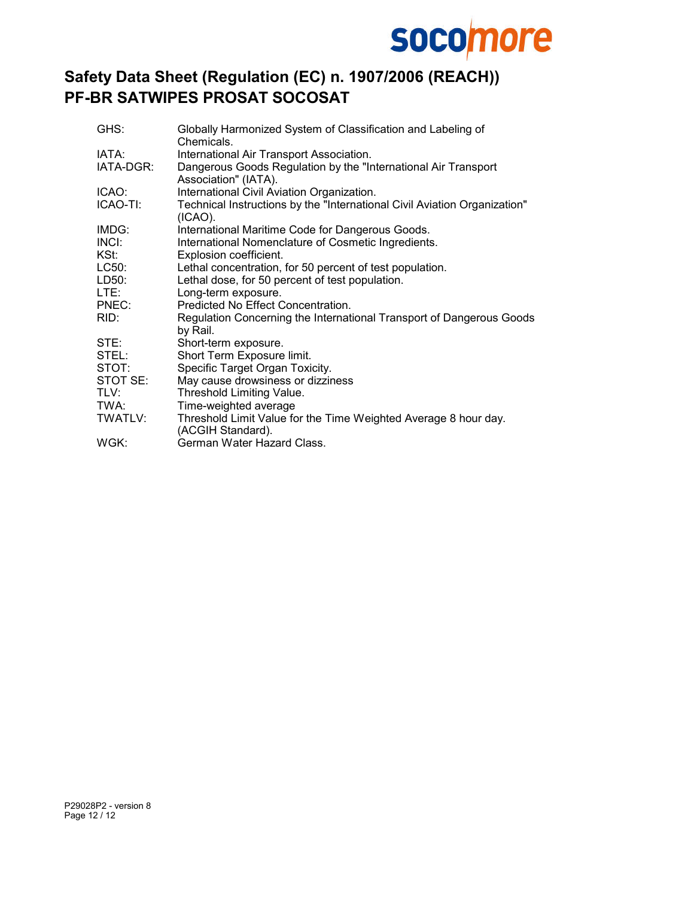# Safety Data Sheet (Regulation (EC) n. 1907/2006 (REACH))
# PF-BR SATWIPES PROSAT SOCOSAT

| | |
|---|---|
| GHS: | Globally Harmonized System of Classification and Labeling of Chemicals. |
| IATA: | International Air Transport Association. |
| IATA-DGR: | Dangerous Goods Regulation by the "International Air Transport Association" (IATA). |
| ICAO: | International Civil Aviation Organization. |
| ICAO-TI: | Technical Instructions by the "International Civil Aviation Organization" (ICAO). |
| IMDG: | International Maritime Code for Dangerous Goods. |
| INCI: | International Nomenclature of Cosmetic Ingredients. |
| KSt: | Explosion coefficient. |
| LC50: | Lethal concentration, for 50 percent of test population. |
| LD50: | Lethal dose, for 50 percent of test population. |
| LTE: | Long-term exposure. |
| PNEC: | Predicted No Effect Concentration. |
| RID: | Regulation Concerning the International Transport of Dangerous Goods by Rail. |
| STE: | Short-term exposure. |
| STEL: | Short Term Exposure limit. |
| STOT: | Specific Target Organ Toxicity. |
| STOT SE: | May cause drowsiness or dizziness |
| TLV: | Threshold Limiting Value. |
| TWA: | Time-weighted average |
| TWATLV: | Threshold Limit Value for the Time Weighted Average 8 hour day. (ACGIH Standard). |
| WGK: | German Water Hazard Class. |

P29028P2 - version 8